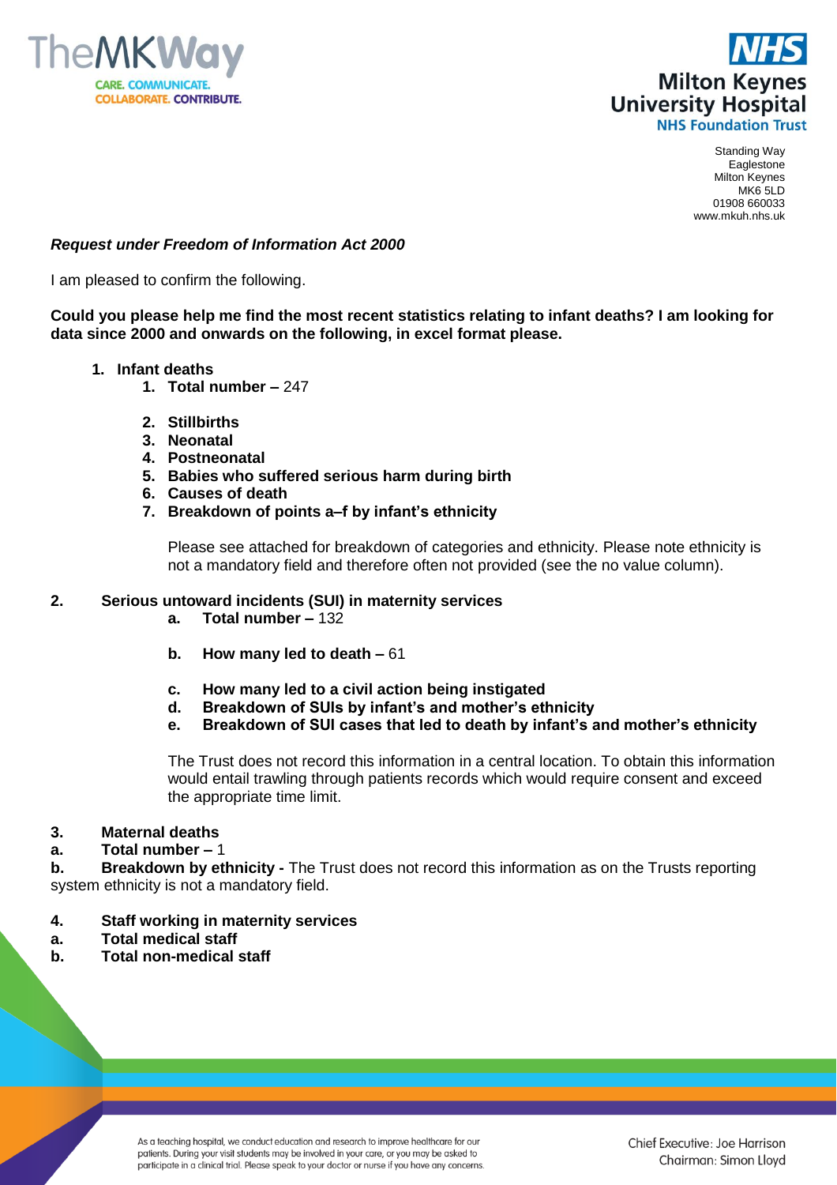TheMKWay
CARE. COMMUNICATE.
COLLABORATE. CONTRIBUTE.

**NHS**
**Milton Keynes University Hospital**
**NHS Foundation Trust**

Standing Way
Eaglestone
Milton Keynes
MK6 5LD
01908 660033
www.mkuh.nhs.uk

***Request under Freedom of Information Act 2000***

I am pleased to confirm the following.

**Could you please help me find the most recent statistics relating to infant deaths? I am looking for data since 2000 and onwards on the following, in excel format please.**

1. **Infant deaths**
    1. **Total number –** 247
    2. **Stillbirths**
    3. **Neonatal**
    4. **Postneonatal**
    5. **Babies who suffered serious harm during birth**
    6. **Causes of death**
    7. **Breakdown of points a–f by infant's ethnicity**

    Please see attached for breakdown of categories and ethnicity. Please note ethnicity is not a mandatory field and therefore often not provided (see the no value column).

**2. Serious untoward incidents (SUI) in maternity services**

- **a. Total number –** 132
- **b. How many led to death –** 61
- **c. How many led to a civil action being instigated**
- **d. Breakdown of SUIs by infant's and mother's ethnicity**
- **e. Breakdown of SUI cases that led to death by infant's and mother's ethnicity**

The Trust does not record this information in a central location. To obtain this information would entail trawling through patients records which would require consent and exceed the appropriate time limit.

**3. Maternal deaths**

**a. Total number –** 1

**b. Breakdown by ethnicity -** The Trust does not record this information as on the Trusts reporting system ethnicity is not a mandatory field.

**4. Staff working in maternity services**

**a. Total medical staff**

**b. Total non-medical staff**

As a teaching hospital, we conduct education and research to improve healthcare for our patients. During your visit students may be involved in your care, or you may be asked to participate in a clinical trial. Please speak to your doctor or nurse if you have any concerns.

Chief Executive: Joe Harrison
Chairman: Simon Lloyd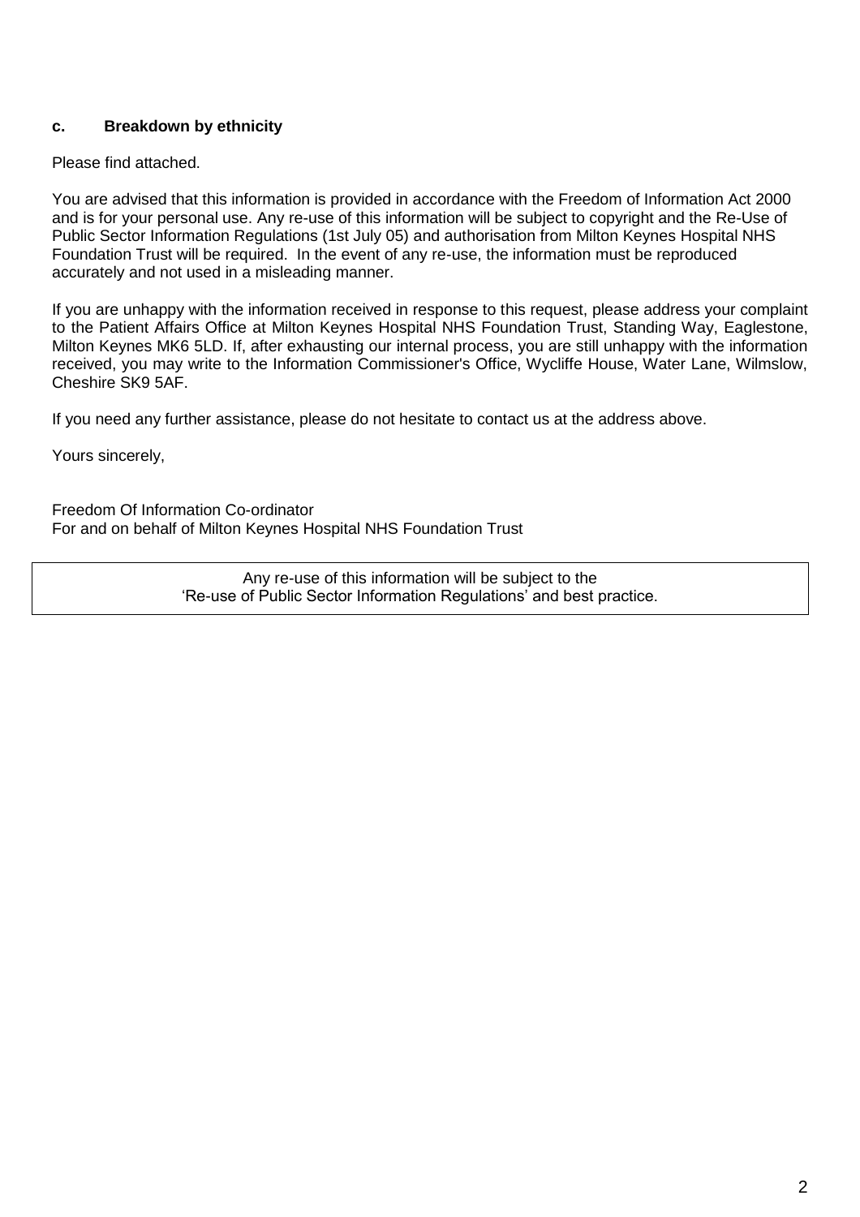**c. Breakdown by ethnicity**

Please find attached.

You are advised that this information is provided in accordance with the Freedom of Information Act 2000 and is for your personal use. Any re-use of this information will be subject to copyright and the Re-Use of Public Sector Information Regulations (1st July 05) and authorisation from Milton Keynes Hospital NHS Foundation Trust will be required. In the event of any re-use, the information must be reproduced accurately and not used in a misleading manner.

If you are unhappy with the information received in response to this request, please address your complaint to the Patient Affairs Office at Milton Keynes Hospital NHS Foundation Trust, Standing Way, Eaglestone, Milton Keynes MK6 5LD. If, after exhausting our internal process, you are still unhappy with the information received, you may write to the Information Commissioner's Office, Wycliffe House, Water Lane, Wilmslow, Cheshire SK9 5AF.

If you need any further assistance, please do not hesitate to contact us at the address above.

Yours sincerely,

Freedom Of Information Co-ordinator
For and on behalf of Milton Keynes Hospital NHS Foundation Trust

Any re-use of this information will be subject to the
'Re-use of Public Sector Information Regulations' and best practice.